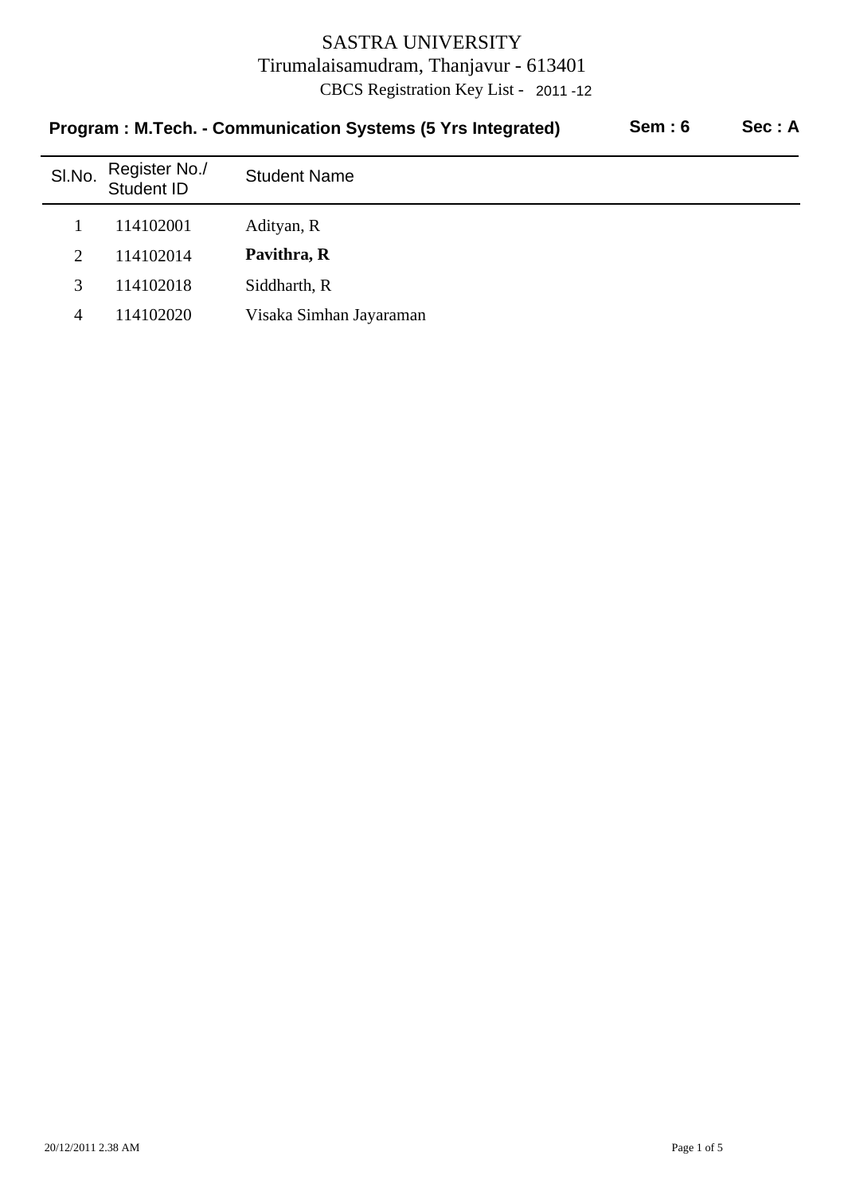# SASTRA UNIVERSITY

Tirumalaisamudram, Thanjavur - 613401

CBCS Registration Key List - 2011 -12

**Program : M.Tech. - Communication Systems (5 Yrs Integrated)** **Sem : 6** **Sec : A**

| Sl.No. | Register No./ Student ID | Student Name |
|---|---|---|
| 1 | 114102001 | Adityan, R |
| 2 | 114102014 | **Pavithra, R** |
| 3 | 114102018 | Siddharth, R |
| 4 | 114102020 | Visaka Simhan Jayaraman |

20/12/2011 2.38 AM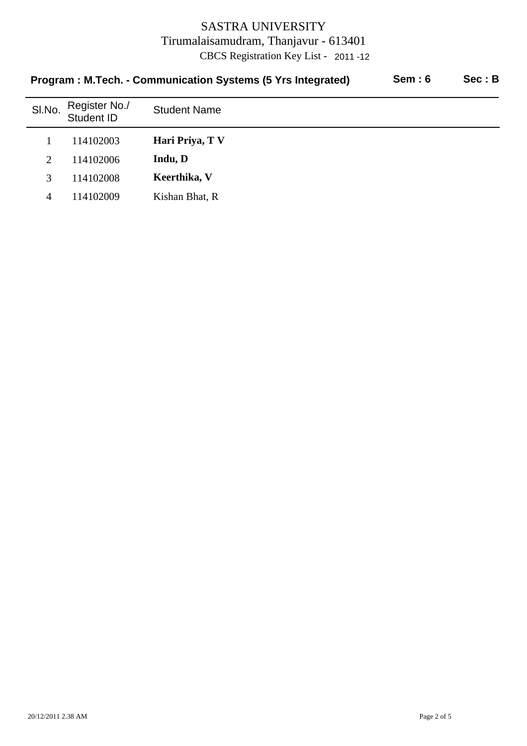# SASTRA UNIVERSITY

Tirumalaisamudram, Thanjavur - 613401

CBCS Registration Key List - 2011 -12

**Program : M.Tech. - Communication Systems (5 Yrs Integrated)** **Sem : 6** **Sec : B**

| Sl.No. | Register No./ Student ID | Student Name |
|---|---|---|
| 1 | 114102003 | **Hari Priya, T V** |
| 2 | 114102006 | **Indu, D** |
| 3 | 114102008 | **Keerthika, V** |
| 4 | 114102009 | Kishan Bhat, R |

20/12/2011 2.38 AM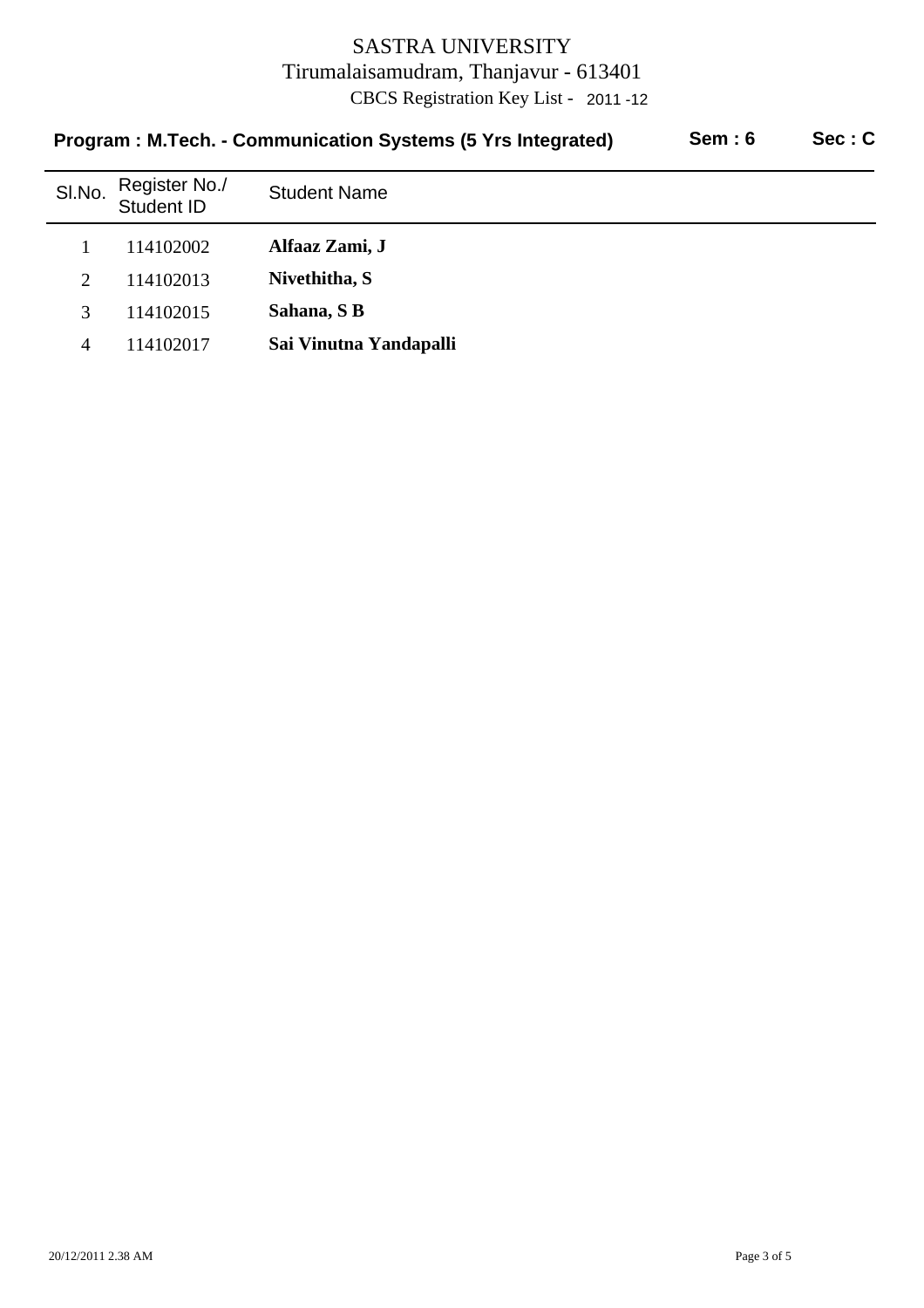# SASTRA UNIVERSITY

Tirumalaisamudram, Thanjavur - 613401

CBCS Registration Key List - 2011 -12

**Program : M.Tech. - Communication Systems (5 Yrs Integrated)** **Sem : 6** **Sec : C**

| Sl.No. | Register No./ Student ID | Student Name |
|---|---|---|
| 1 | 114102002 | **Alfaaz Zami, J** |
| 2 | 114102013 | **Nivethitha, S** |
| 3 | 114102015 | **Sahana, S B** |
| 4 | 114102017 | **Sai Vinutna Yandapalli** |

20/12/2011 2.38 AM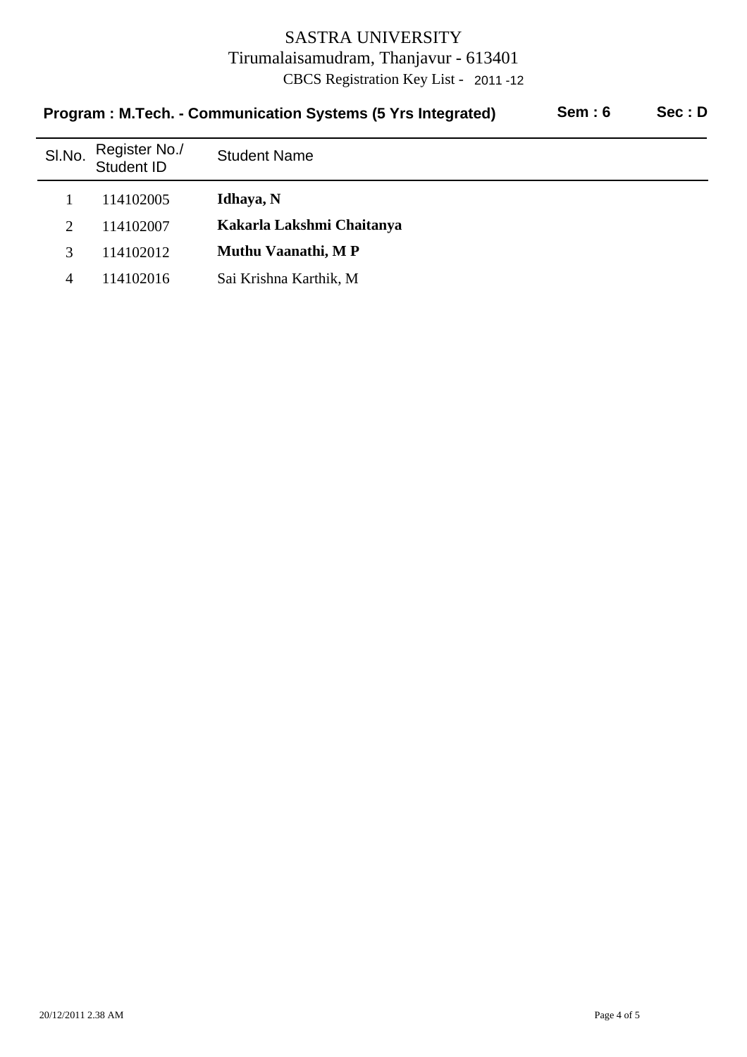# SASTRA UNIVERSITY

Tirumalaisamudram, Thanjavur - 613401

CBCS Registration Key List - 2011 -12

**Program : M.Tech. - Communication Systems (5 Yrs Integrated)** **Sem : 6** **Sec : D**

| Sl.No. | Register No./ Student ID | Student Name |
|---|---|---|
| 1 | 114102005 | **Idhaya, N** |
| 2 | 114102007 | **Kakarla Lakshmi Chaitanya** |
| 3 | 114102012 | **Muthu Vaanathi, M P** |
| 4 | 114102016 | Sai Krishna Karthik, M |

20/12/2011 2.38 AM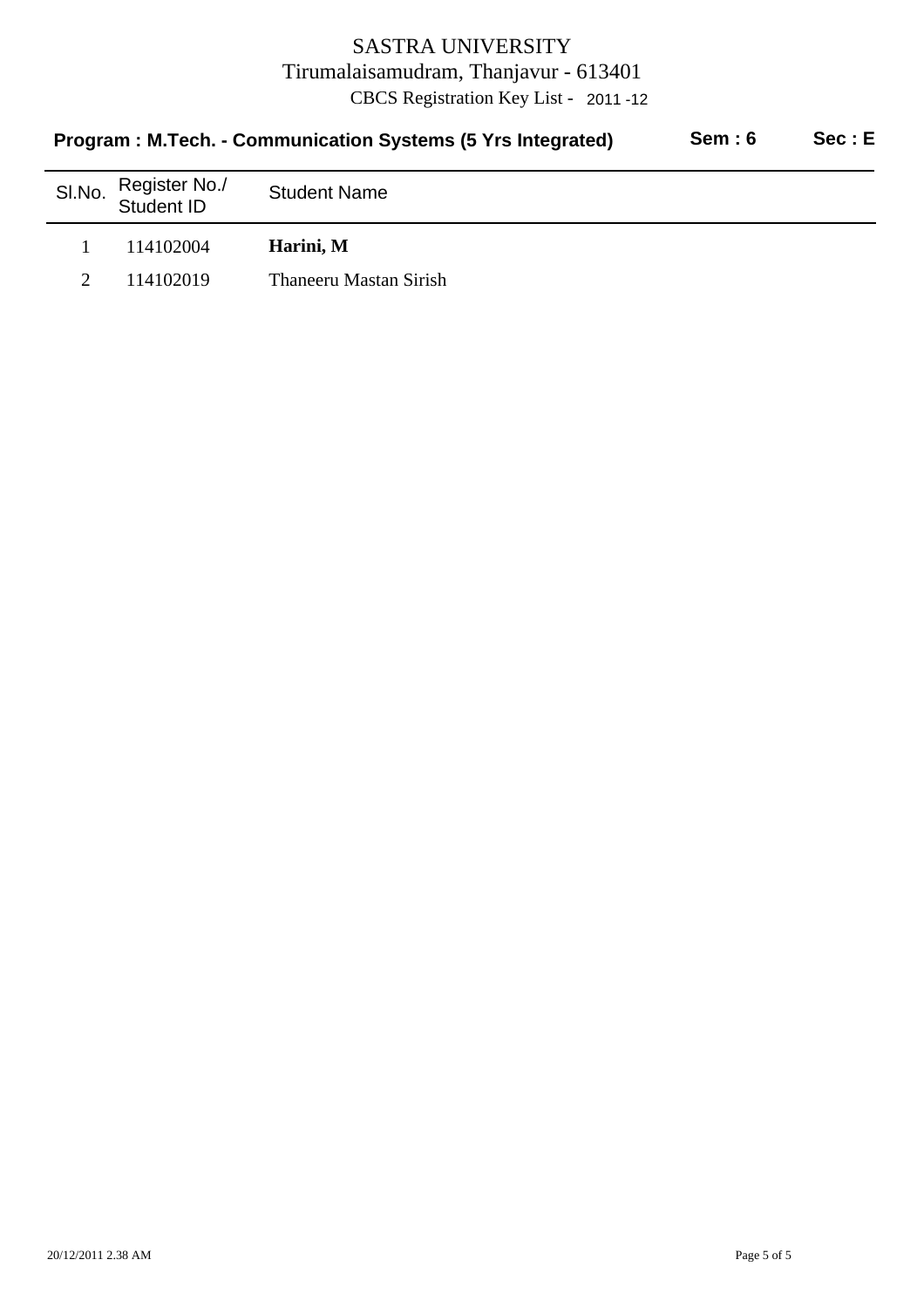# SASTRA UNIVERSITY

Tirumalaisamudram, Thanjavur - 613401

CBCS Registration Key List - 2011 -12

**Program : M.Tech. - Communication Systems (5 Yrs Integrated) Sem : 6 Sec : E**

| Sl.No. | Register No./ Student ID | Student Name |
|---|---|---|
| 1 | 114102004 | **Harini, M** |
| 2 | 114102019 | Thaneeru Mastan Sirish |

20/12/2011 2.38 AM